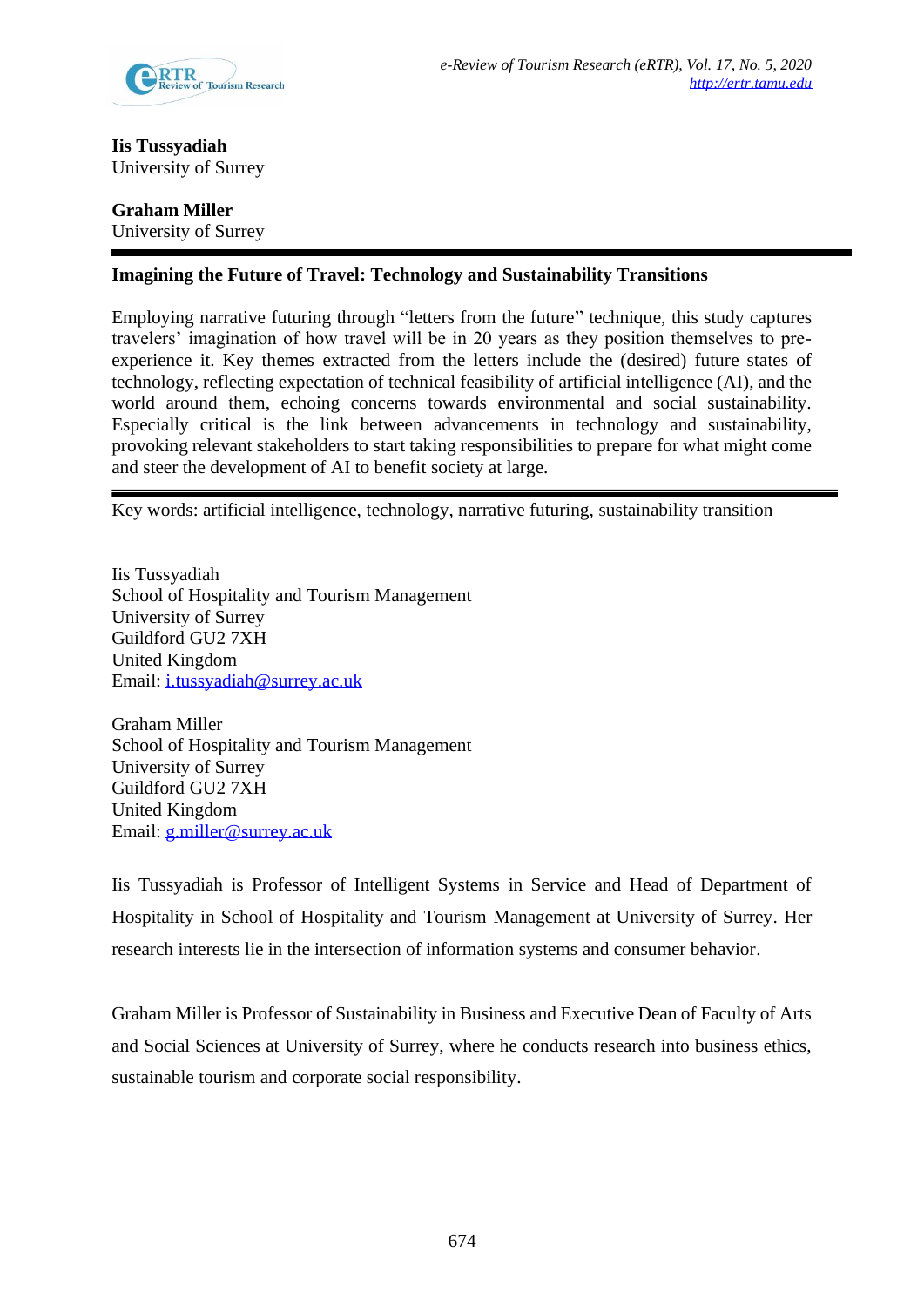**Iis Tussyadiah**
University of Surrey

**Graham Miller**
University of Surrey

# Imagining the Future of Travel: Technology and Sustainability Transitions

Employing narrative futuring through "letters from the future" technique, this study captures travelers' imagination of how travel will be in 20 years as they position themselves to pre-experience it. Key themes extracted from the letters include the (desired) future states of technology, reflecting expectation of technical feasibility of artificial intelligence (AI), and the world around them, echoing concerns towards environmental and social sustainability. Especially critical is the link between advancements in technology and sustainability, provoking relevant stakeholders to start taking responsibilities to prepare for what might come and steer the development of AI to benefit society at large.

Key words: artificial intelligence, technology, narrative futuring, sustainability transition

Iis Tussyadiah
School of Hospitality and Tourism Management
University of Surrey
Guildford GU2 7XH
United Kingdom
Email: i.tussyadiah@surrey.ac.uk

Graham Miller
School of Hospitality and Tourism Management
University of Surrey
Guildford GU2 7XH
United Kingdom
Email: g.miller@surrey.ac.uk

Iis Tussyadiah is Professor of Intelligent Systems in Service and Head of Department of Hospitality in School of Hospitality and Tourism Management at University of Surrey. Her research interests lie in the intersection of information systems and consumer behavior.

Graham Miller is Professor of Sustainability in Business and Executive Dean of Faculty of Arts and Social Sciences at University of Surrey, where he conducts research into business ethics, sustainable tourism and corporate social responsibility.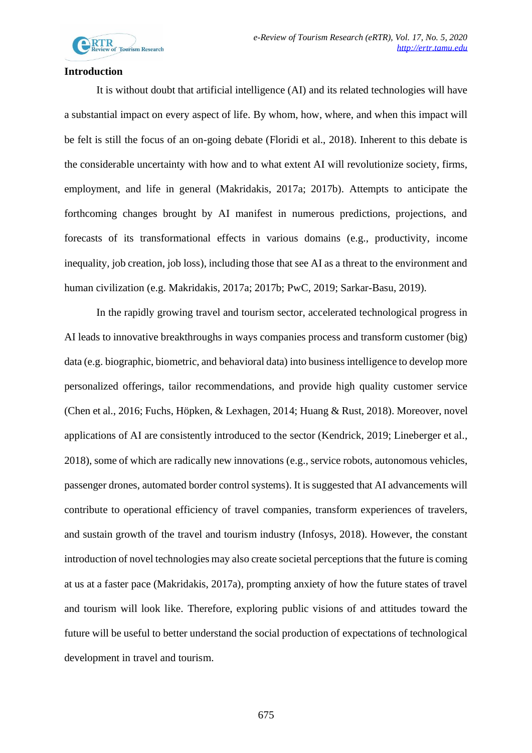## Introduction

It is without doubt that artificial intelligence (AI) and its related technologies will have a substantial impact on every aspect of life. By whom, how, where, and when this impact will be felt is still the focus of an on-going debate (Floridi et al., 2018). Inherent to this debate is the considerable uncertainty with how and to what extent AI will revolutionize society, firms, employment, and life in general (Makridakis, 2017a; 2017b). Attempts to anticipate the forthcoming changes brought by AI manifest in numerous predictions, projections, and forecasts of its transformational effects in various domains (e.g., productivity, income inequality, job creation, job loss), including those that see AI as a threat to the environment and human civilization (e.g. Makridakis, 2017a; 2017b; PwC, 2019; Sarkar-Basu, 2019).

In the rapidly growing travel and tourism sector, accelerated technological progress in AI leads to innovative breakthroughs in ways companies process and transform customer (big) data (e.g. biographic, biometric, and behavioral data) into business intelligence to develop more personalized offerings, tailor recommendations, and provide high quality customer service (Chen et al., 2016; Fuchs, Höpken, & Lexhagen, 2014; Huang & Rust, 2018). Moreover, novel applications of AI are consistently introduced to the sector (Kendrick, 2019; Lineberger et al., 2018), some of which are radically new innovations (e.g., service robots, autonomous vehicles, passenger drones, automated border control systems). It is suggested that AI advancements will contribute to operational efficiency of travel companies, transform experiences of travelers, and sustain growth of the travel and tourism industry (Infosys, 2018). However, the constant introduction of novel technologies may also create societal perceptions that the future is coming at us at a faster pace (Makridakis, 2017a), prompting anxiety of how the future states of travel and tourism will look like. Therefore, exploring public visions of and attitudes toward the future will be useful to better understand the social production of expectations of technological development in travel and tourism.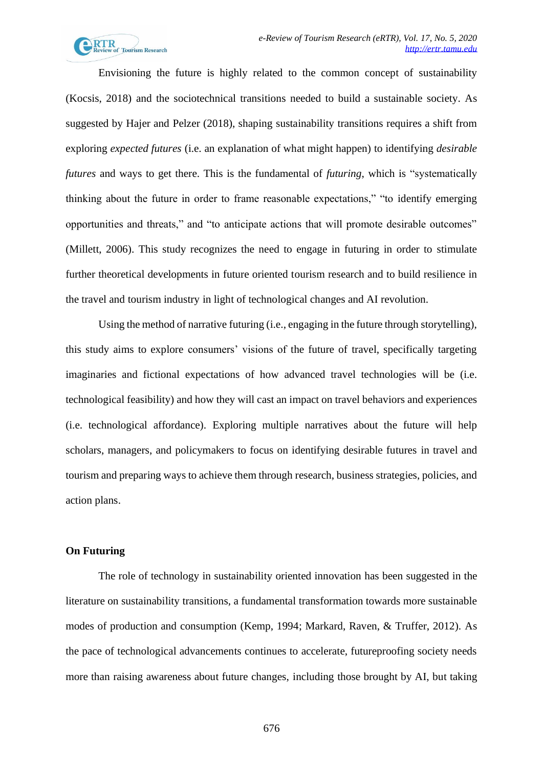Envisioning the future is highly related to the common concept of sustainability (Kocsis, 2018) and the sociotechnical transitions needed to build a sustainable society. As suggested by Hajer and Pelzer (2018), shaping sustainability transitions requires a shift from exploring *expected futures* (i.e. an explanation of what might happen) to identifying *desirable futures* and ways to get there. This is the fundamental of *futuring*, which is "systematically thinking about the future in order to frame reasonable expectations," "to identify emerging opportunities and threats," and "to anticipate actions that will promote desirable outcomes" (Millett, 2006). This study recognizes the need to engage in futuring in order to stimulate further theoretical developments in future oriented tourism research and to build resilience in the travel and tourism industry in light of technological changes and AI revolution.

Using the method of narrative futuring (i.e., engaging in the future through storytelling), this study aims to explore consumers' visions of the future of travel, specifically targeting imaginaries and fictional expectations of how advanced travel technologies will be (i.e. technological feasibility) and how they will cast an impact on travel behaviors and experiences (i.e. technological affordance). Exploring multiple narratives about the future will help scholars, managers, and policymakers to focus on identifying desirable futures in travel and tourism and preparing ways to achieve them through research, business strategies, policies, and action plans.

## On Futuring

The role of technology in sustainability oriented innovation has been suggested in the literature on sustainability transitions, a fundamental transformation towards more sustainable modes of production and consumption (Kemp, 1994; Markard, Raven, & Truffer, 2012). As the pace of technological advancements continues to accelerate, futureproofing society needs more than raising awareness about future changes, including those brought by AI, but taking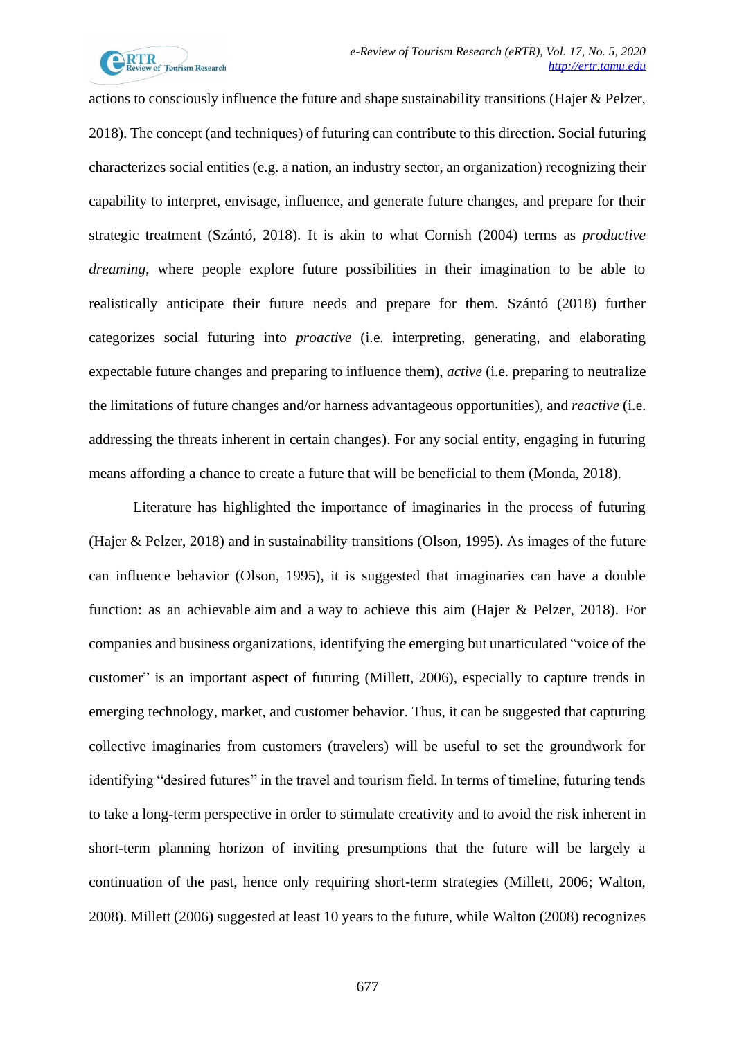actions to consciously influence the future and shape sustainability transitions (Hajer & Pelzer, 2018). The concept (and techniques) of futuring can contribute to this direction. Social futuring characterizes social entities (e.g. a nation, an industry sector, an organization) recognizing their capability to interpret, envisage, influence, and generate future changes, and prepare for their strategic treatment (Szántó, 2018). It is akin to what Cornish (2004) terms as *productive dreaming*, where people explore future possibilities in their imagination to be able to realistically anticipate their future needs and prepare for them. Szántó (2018) further categorizes social futuring into *proactive* (i.e. interpreting, generating, and elaborating expectable future changes and preparing to influence them), *active* (i.e. preparing to neutralize the limitations of future changes and/or harness advantageous opportunities), and *reactive* (i.e. addressing the threats inherent in certain changes). For any social entity, engaging in futuring means affording a chance to create a future that will be beneficial to them (Monda, 2018).

Literature has highlighted the importance of imaginaries in the process of futuring (Hajer & Pelzer, 2018) and in sustainability transitions (Olson, 1995). As images of the future can influence behavior (Olson, 1995), it is suggested that imaginaries can have a double function: as an achievable aim and a way to achieve this aim (Hajer & Pelzer, 2018). For companies and business organizations, identifying the emerging but unarticulated "voice of the customer" is an important aspect of futuring (Millett, 2006), especially to capture trends in emerging technology, market, and customer behavior. Thus, it can be suggested that capturing collective imaginaries from customers (travelers) will be useful to set the groundwork for identifying "desired futures" in the travel and tourism field. In terms of timeline, futuring tends to take a long-term perspective in order to stimulate creativity and to avoid the risk inherent in short-term planning horizon of inviting presumptions that the future will be largely a continuation of the past, hence only requiring short-term strategies (Millett, 2006; Walton, 2008). Millett (2006) suggested at least 10 years to the future, while Walton (2008) recognizes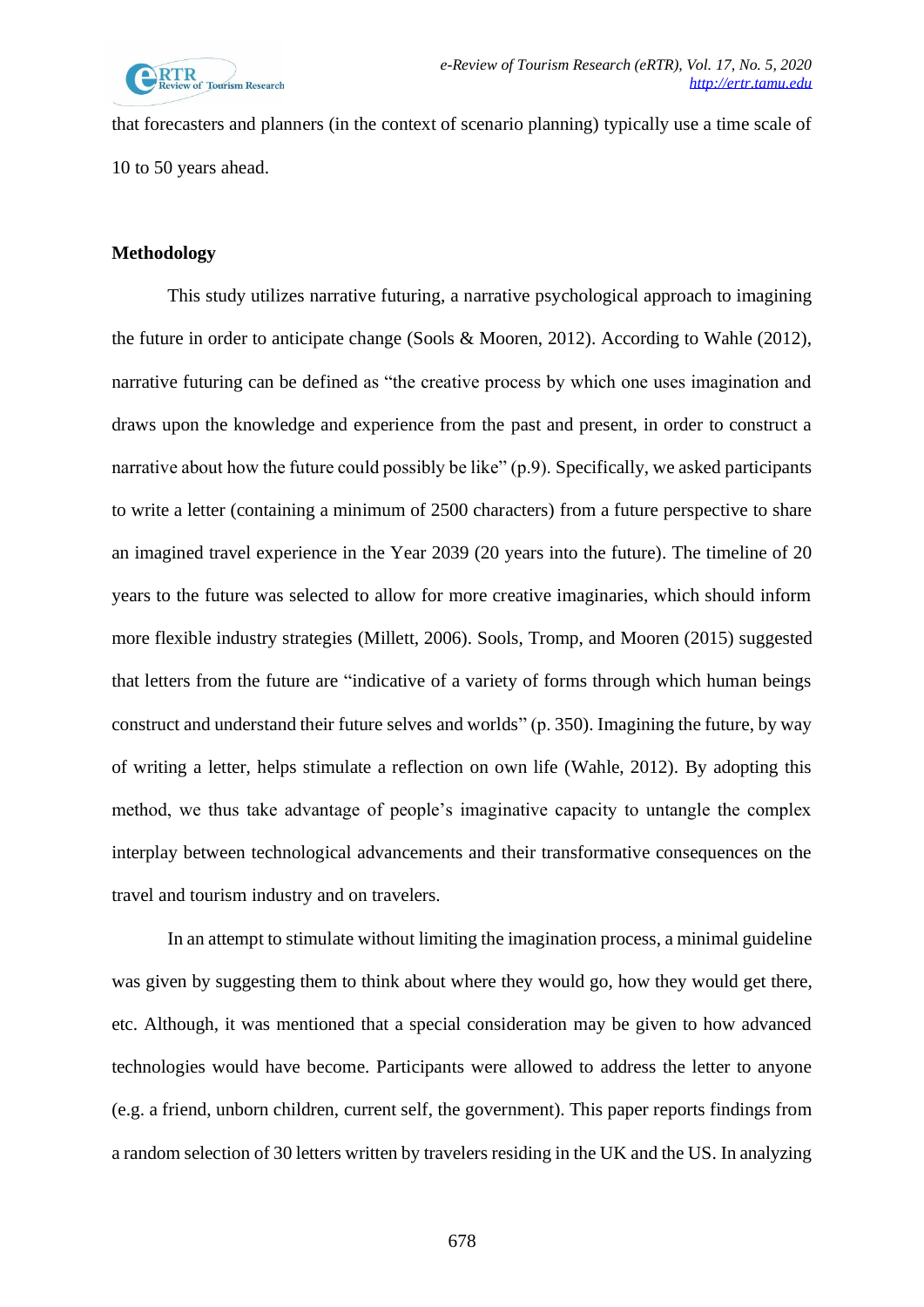that forecasters and planners (in the context of scenario planning) typically use a time scale of 10 to 50 years ahead.

## Methodology

This study utilizes narrative futuring, a narrative psychological approach to imagining the future in order to anticipate change (Sools & Mooren, 2012). According to Wahle (2012), narrative futuring can be defined as "the creative process by which one uses imagination and draws upon the knowledge and experience from the past and present, in order to construct a narrative about how the future could possibly be like" (p.9). Specifically, we asked participants to write a letter (containing a minimum of 2500 characters) from a future perspective to share an imagined travel experience in the Year 2039 (20 years into the future). The timeline of 20 years to the future was selected to allow for more creative imaginaries, which should inform more flexible industry strategies (Millett, 2006). Sools, Tromp, and Mooren (2015) suggested that letters from the future are "indicative of a variety of forms through which human beings construct and understand their future selves and worlds" (p. 350). Imagining the future, by way of writing a letter, helps stimulate a reflection on own life (Wahle, 2012). By adopting this method, we thus take advantage of people's imaginative capacity to untangle the complex interplay between technological advancements and their transformative consequences on the travel and tourism industry and on travelers.

In an attempt to stimulate without limiting the imagination process, a minimal guideline was given by suggesting them to think about where they would go, how they would get there, etc. Although, it was mentioned that a special consideration may be given to how advanced technologies would have become. Participants were allowed to address the letter to anyone (e.g. a friend, unborn children, current self, the government). This paper reports findings from a random selection of 30 letters written by travelers residing in the UK and the US. In analyzing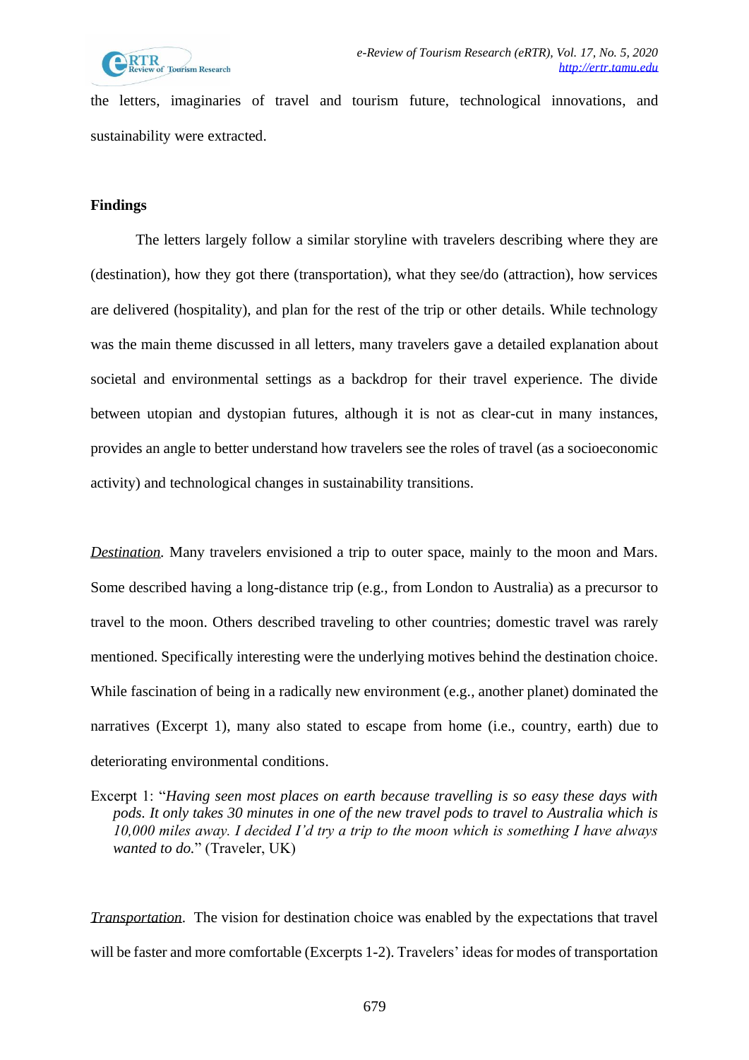the letters, imaginaries of travel and tourism future, technological innovations, and sustainability were extracted.

## Findings

The letters largely follow a similar storyline with travelers describing where they are (destination), how they got there (transportation), what they see/do (attraction), how services are delivered (hospitality), and plan for the rest of the trip or other details. While technology was the main theme discussed in all letters, many travelers gave a detailed explanation about societal and environmental settings as a backdrop for their travel experience. The divide between utopian and dystopian futures, although it is not as clear-cut in many instances, provides an angle to better understand how travelers see the roles of travel (as a socioeconomic activity) and technological changes in sustainability transitions.

*Destination*. Many travelers envisioned a trip to outer space, mainly to the moon and Mars. Some described having a long-distance trip (e.g., from London to Australia) as a precursor to travel to the moon. Others described traveling to other countries; domestic travel was rarely mentioned. Specifically interesting were the underlying motives behind the destination choice. While fascination of being in a radically new environment (e.g., another planet) dominated the narratives (Excerpt 1), many also stated to escape from home (i.e., country, earth) due to deteriorating environmental conditions.

> Excerpt 1: "*Having seen most places on earth because travelling is so easy these days with pods. It only takes 30 minutes in one of the new travel pods to travel to Australia which is 10,000 miles away. I decided I'd try a trip to the moon which is something I have always wanted to do.*" (Traveler, UK)

*Transportation*. The vision for destination choice was enabled by the expectations that travel will be faster and more comfortable (Excerpts 1-2). Travelers' ideas for modes of transportation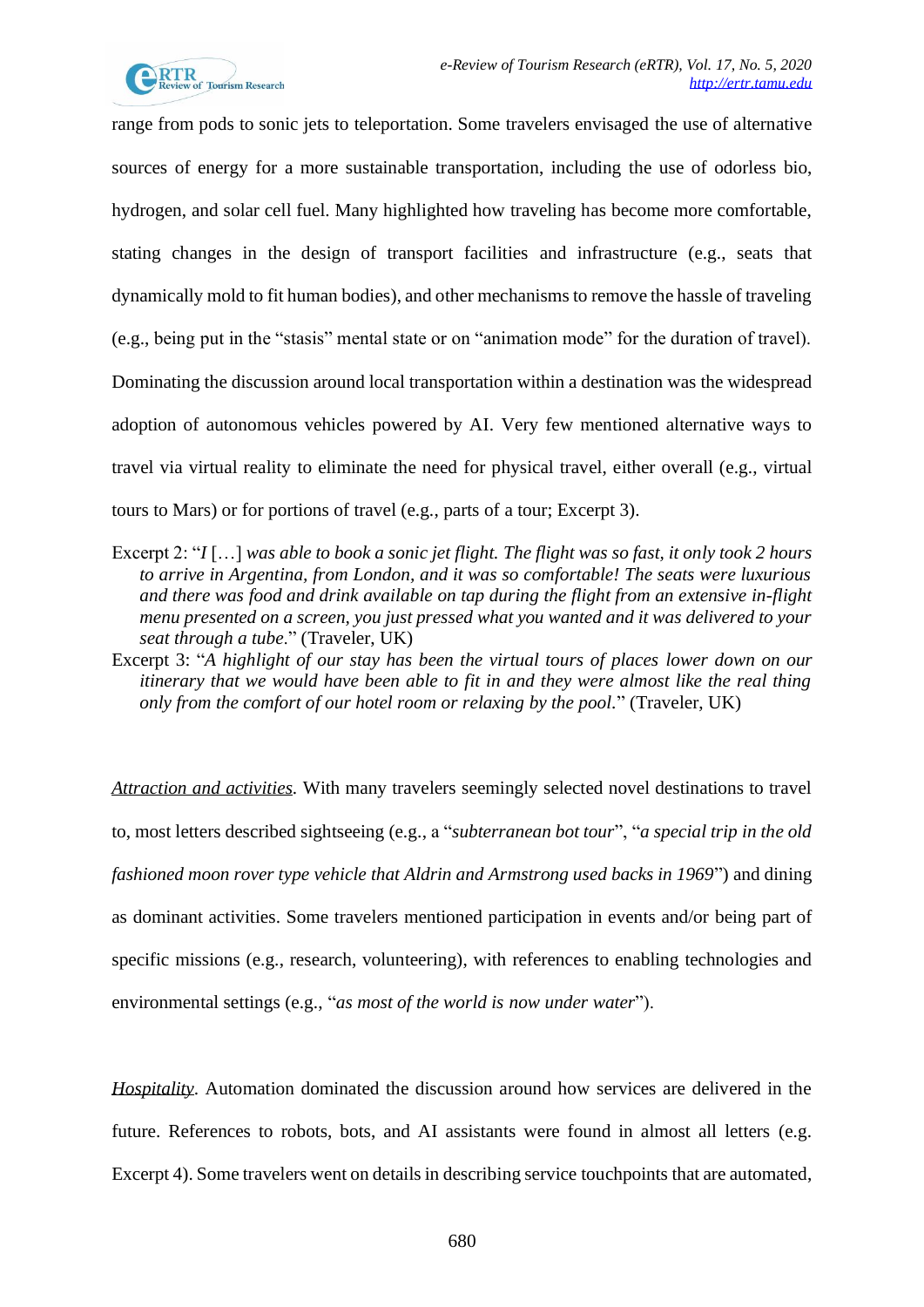range from pods to sonic jets to teleportation. Some travelers envisaged the use of alternative sources of energy for a more sustainable transportation, including the use of odorless bio, hydrogen, and solar cell fuel. Many highlighted how traveling has become more comfortable, stating changes in the design of transport facilities and infrastructure (e.g., seats that dynamically mold to fit human bodies), and other mechanisms to remove the hassle of traveling (e.g., being put in the "stasis" mental state or on "animation mode" for the duration of travel). Dominating the discussion around local transportation within a destination was the widespread adoption of autonomous vehicles powered by AI. Very few mentioned alternative ways to travel via virtual reality to eliminate the need for physical travel, either overall (e.g., virtual tours to Mars) or for portions of travel (e.g., parts of a tour; Excerpt 3).

Excerpt 2: "*I* […] *was able to book a sonic jet flight. The flight was so fast, it only took 2 hours to arrive in Argentina, from London, and it was so comfortable! The seats were luxurious and there was food and drink available on tap during the flight from an extensive in-flight menu presented on a screen, you just pressed what you wanted and it was delivered to your seat through a tube.*" (Traveler, UK)

Excerpt 3: "*A highlight of our stay has been the virtual tours of places lower down on our itinerary that we would have been able to fit in and they were almost like the real thing only from the comfort of our hotel room or relaxing by the pool.*" (Traveler, UK)

*Attraction and activities.* With many travelers seemingly selected novel destinations to travel to, most letters described sightseeing (e.g., a "*subterranean bot tour*", "*a special trip in the old fashioned moon rover type vehicle that Aldrin and Armstrong used backs in 1969*") and dining as dominant activities. Some travelers mentioned participation in events and/or being part of specific missions (e.g., research, volunteering), with references to enabling technologies and environmental settings (e.g., "*as most of the world is now under water*").

*Hospitality.* Automation dominated the discussion around how services are delivered in the future. References to robots, bots, and AI assistants were found in almost all letters (e.g. Excerpt 4). Some travelers went on details in describing service touchpoints that are automated,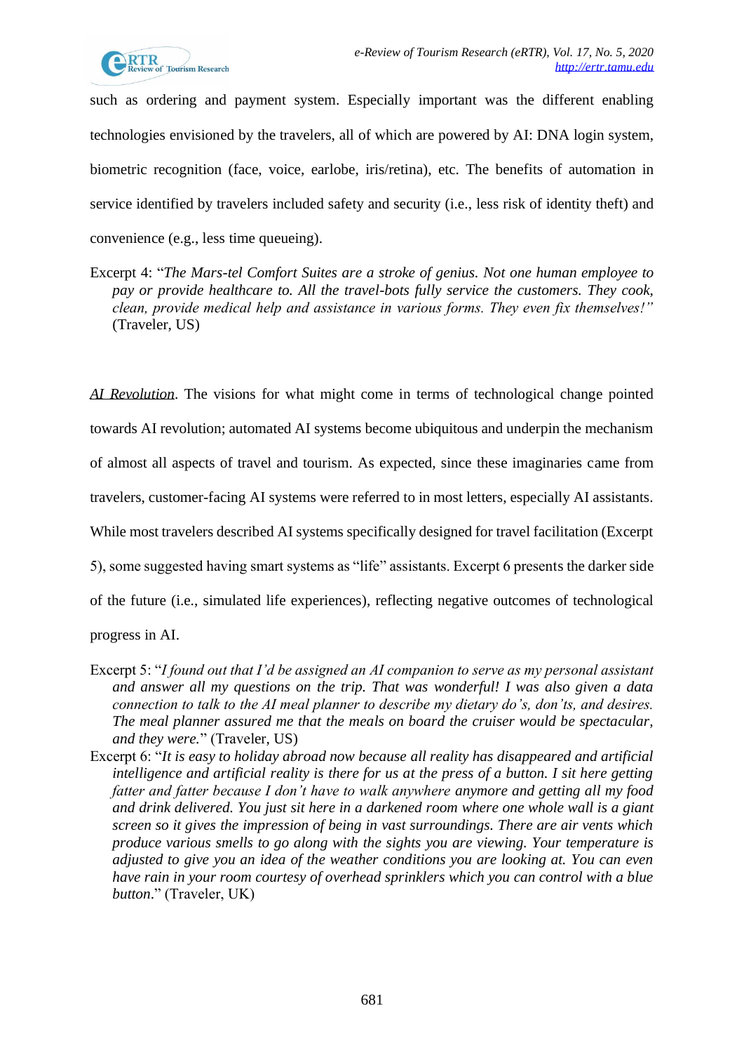such as ordering and payment system. Especially important was the different enabling technologies envisioned by the travelers, all of which are powered by AI: DNA login system, biometric recognition (face, voice, earlobe, iris/retina), etc. The benefits of automation in service identified by travelers included safety and security (i.e., less risk of identity theft) and convenience (e.g., less time queueing).

Excerpt 4: "*The Mars-tel Comfort Suites are a stroke of genius. Not one human employee to pay or provide healthcare to. All the travel-bots fully service the customers. They cook, clean, provide medical help and assistance in various forms. They even fix themselves!"* (Traveler, US)

*AI Revolution*. The visions for what might come in terms of technological change pointed towards AI revolution; automated AI systems become ubiquitous and underpin the mechanism of almost all aspects of travel and tourism. As expected, since these imaginaries came from travelers, customer-facing AI systems were referred to in most letters, especially AI assistants. While most travelers described AI systems specifically designed for travel facilitation (Excerpt 5), some suggested having smart systems as "life" assistants. Excerpt 6 presents the darker side of the future (i.e., simulated life experiences), reflecting negative outcomes of technological progress in AI.

Excerpt 5: "*I found out that I'd be assigned an AI companion to serve as my personal assistant and answer all my questions on the trip. That was wonderful! I was also given a data connection to talk to the AI meal planner to describe my dietary do's, don'ts, and desires. The meal planner assured me that the meals on board the cruiser would be spectacular, and they were.*" (Traveler, US)

Excerpt 6: "*It is easy to holiday abroad now because all reality has disappeared and artificial intelligence and artificial reality is there for us at the press of a button. I sit here getting fatter and fatter because I don't have to walk anywhere anymore and getting all my food and drink delivered. You just sit here in a darkened room where one whole wall is a giant screen so it gives the impression of being in vast surroundings. There are air vents which produce various smells to go along with the sights you are viewing. Your temperature is adjusted to give you an idea of the weather conditions you are looking at. You can even have rain in your room courtesy of overhead sprinklers which you can control with a blue button.*" (Traveler, UK)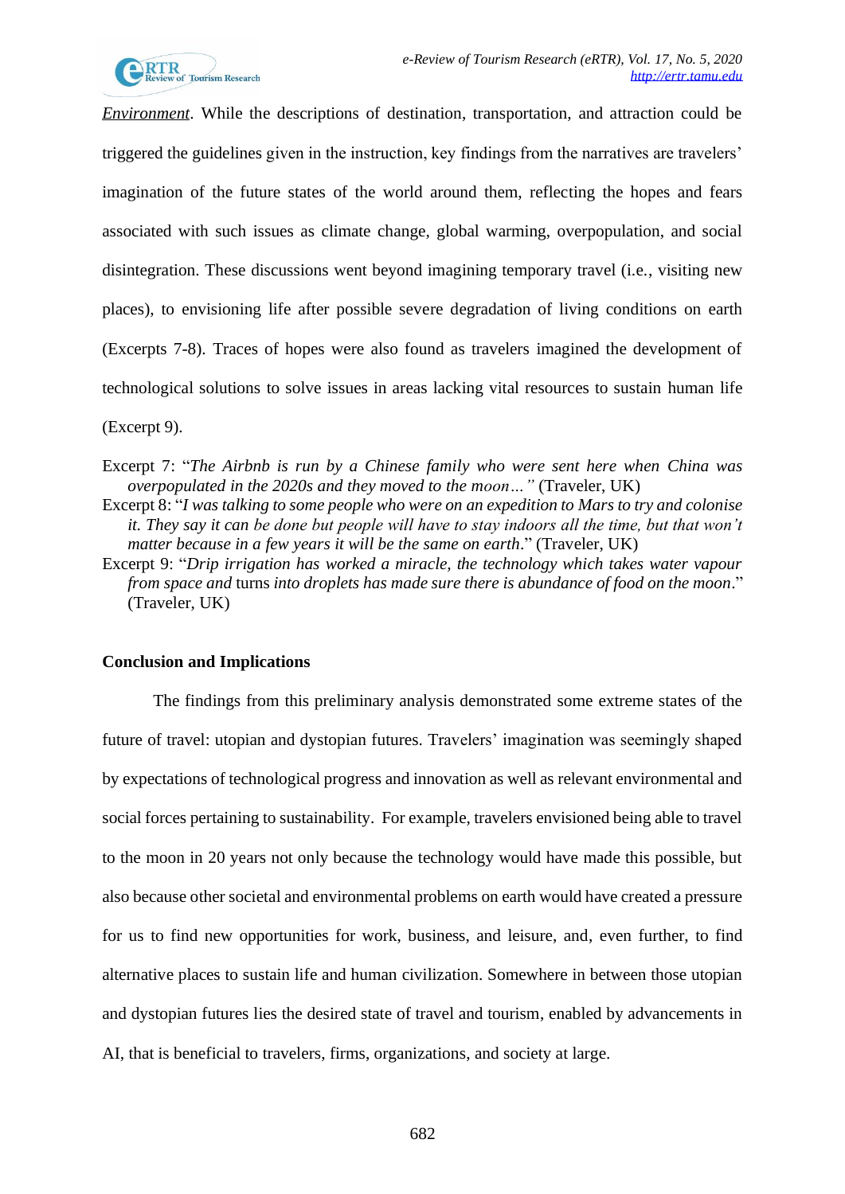*Environment*. While the descriptions of destination, transportation, and attraction could be triggered the guidelines given in the instruction, key findings from the narratives are travelers' imagination of the future states of the world around them, reflecting the hopes and fears associated with such issues as climate change, global warming, overpopulation, and social disintegration. These discussions went beyond imagining temporary travel (i.e., visiting new places), to envisioning life after possible severe degradation of living conditions on earth (Excerpts 7-8). Traces of hopes were also found as travelers imagined the development of technological solutions to solve issues in areas lacking vital resources to sustain human life (Excerpt 9).

Excerpt 7: "*The Airbnb is run by a Chinese family who were sent here when China was overpopulated in the 2020s and they moved to the moon…"* (Traveler, UK)

Excerpt 8: "*I was talking to some people who were on an expedition to Mars to try and colonise it. They say it can be done but people will have to stay indoors all the time, but that won't matter because in a few years it will be the same on earth*." (Traveler, UK)

Excerpt 9: "*Drip irrigation has worked a miracle, the technology which takes water vapour from space and* turns *into droplets has made sure there is abundance of food on the moon*." (Traveler, UK)

## Conclusion and Implications

The findings from this preliminary analysis demonstrated some extreme states of the future of travel: utopian and dystopian futures. Travelers' imagination was seemingly shaped by expectations of technological progress and innovation as well as relevant environmental and social forces pertaining to sustainability. For example, travelers envisioned being able to travel to the moon in 20 years not only because the technology would have made this possible, but also because other societal and environmental problems on earth would have created a pressure for us to find new opportunities for work, business, and leisure, and, even further, to find alternative places to sustain life and human civilization. Somewhere in between those utopian and dystopian futures lies the desired state of travel and tourism, enabled by advancements in AI, that is beneficial to travelers, firms, organizations, and society at large.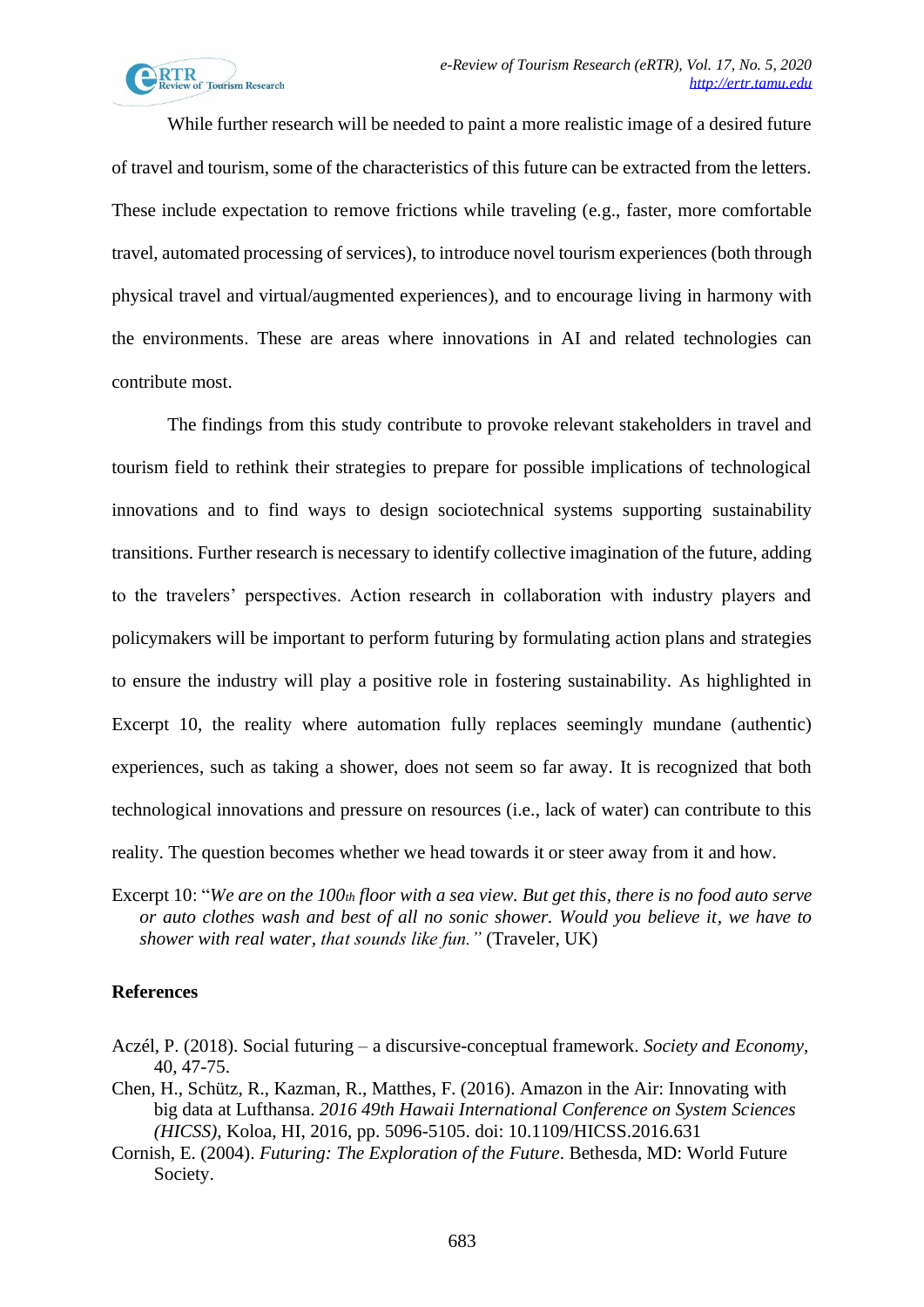While further research will be needed to paint a more realistic image of a desired future of travel and tourism, some of the characteristics of this future can be extracted from the letters. These include expectation to remove frictions while traveling (e.g., faster, more comfortable travel, automated processing of services), to introduce novel tourism experiences (both through physical travel and virtual/augmented experiences), and to encourage living in harmony with the environments. These are areas where innovations in AI and related technologies can contribute most.

The findings from this study contribute to provoke relevant stakeholders in travel and tourism field to rethink their strategies to prepare for possible implications of technological innovations and to find ways to design sociotechnical systems supporting sustainability transitions. Further research is necessary to identify collective imagination of the future, adding to the travelers' perspectives. Action research in collaboration with industry players and policymakers will be important to perform futuring by formulating action plans and strategies to ensure the industry will play a positive role in fostering sustainability. As highlighted in Excerpt 10, the reality where automation fully replaces seemingly mundane (authentic) experiences, such as taking a shower, does not seem so far away. It is recognized that both technological innovations and pressure on resources (i.e., lack of water) can contribute to this reality. The question becomes whether we head towards it or steer away from it and how.

Excerpt 10: "*We are on the 100th floor with a sea view. But get this, there is no food auto serve or auto clothes wash and best of all no sonic shower. Would you believe it, we have to shower with real water, that sounds like fun."* (Traveler, UK)

**References**

Aczél, P. (2018). Social futuring – a discursive-conceptual framework. *Society and Economy*, 40, 47-75.

Chen, H., Schütz, R., Kazman, R., Matthes, F. (2016). Amazon in the Air: Innovating with big data at Lufthansa. *2016 49th Hawaii International Conference on System Sciences (HICSS)*, Koloa, HI, 2016, pp. 5096-5105. doi: 10.1109/HICSS.2016.631

Cornish, E. (2004). *Futuring: The Exploration of the Future*. Bethesda, MD: World Future Society.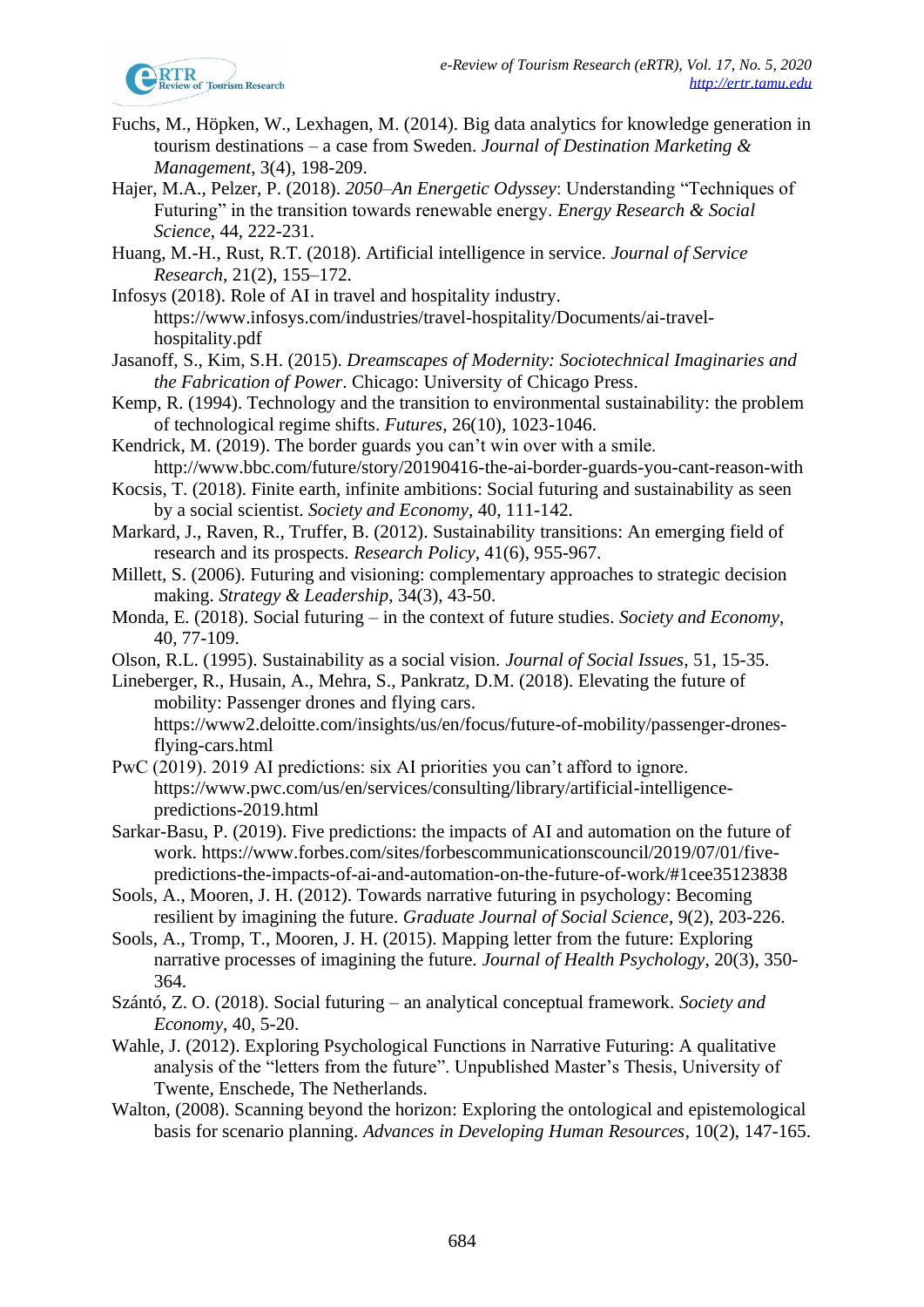Fuchs, M., Höpken, W., Lexhagen, M. (2014). Big data analytics for knowledge generation in tourism destinations – a case from Sweden. *Journal of Destination Marketing & Management*, 3(4), 198-209.

Hajer, M.A., Pelzer, P. (2018). *2050–An Energetic Odyssey*: Understanding "Techniques of Futuring" in the transition towards renewable energy. *Energy Research & Social Science*, 44, 222-231.

Huang, M.-H., Rust, R.T. (2018). Artificial intelligence in service. *Journal of Service Research*, 21(2), 155–172.

Infosys (2018). Role of AI in travel and hospitality industry. https://www.infosys.com/industries/travel-hospitality/Documents/ai-travel-hospitality.pdf

Jasanoff, S., Kim, S.H. (2015). *Dreamscapes of Modernity: Sociotechnical Imaginaries and the Fabrication of Power*. Chicago: University of Chicago Press.

Kemp, R. (1994). Technology and the transition to environmental sustainability: the problem of technological regime shifts. *Futures*, 26(10), 1023-1046.

Kendrick, M. (2019). The border guards you can't win over with a smile. http://www.bbc.com/future/story/20190416-the-ai-border-guards-you-cant-reason-with

Kocsis, T. (2018). Finite earth, infinite ambitions: Social futuring and sustainability as seen by a social scientist. *Society and Economy*, 40, 111-142.

Markard, J., Raven, R., Truffer, B. (2012). Sustainability transitions: An emerging field of research and its prospects. *Research Policy*, 41(6), 955-967.

Millett, S. (2006). Futuring and visioning: complementary approaches to strategic decision making. *Strategy & Leadership*, 34(3), 43-50.

Monda, E. (2018). Social futuring – in the context of future studies. *Society and Economy*, 40, 77-109.

Olson, R.L. (1995). Sustainability as a social vision. *Journal of Social Issues*, 51, 15-35.

Lineberger, R., Husain, A., Mehra, S., Pankratz, D.M. (2018). Elevating the future of mobility: Passenger drones and flying cars. https://www2.deloitte.com/insights/us/en/focus/future-of-mobility/passenger-drones-flying-cars.html

PwC (2019). 2019 AI predictions: six AI priorities you can't afford to ignore. https://www.pwc.com/us/en/services/consulting/library/artificial-intelligence-predictions-2019.html

Sarkar-Basu, P. (2019). Five predictions: the impacts of AI and automation on the future of work. https://www.forbes.com/sites/forbescommunicationscouncil/2019/07/01/five-predictions-the-impacts-of-ai-and-automation-on-the-future-of-work/#1cee35123838

Sools, A., Mooren, J. H. (2012). Towards narrative futuring in psychology: Becoming resilient by imagining the future. *Graduate Journal of Social Science*, 9(2), 203-226.

Sools, A., Tromp, T., Mooren, J. H. (2015). Mapping letter from the future: Exploring narrative processes of imagining the future. *Journal of Health Psychology*, 20(3), 350-364.

Szántó, Z. O. (2018). Social futuring – an analytical conceptual framework. *Society and Economy*, 40, 5-20.

Wahle, J. (2012). Exploring Psychological Functions in Narrative Futuring: A qualitative analysis of the "letters from the future". Unpublished Master's Thesis, University of Twente, Enschede, The Netherlands.

Walton, (2008). Scanning beyond the horizon: Exploring the ontological and epistemological basis for scenario planning. *Advances in Developing Human Resources*, 10(2), 147-165.